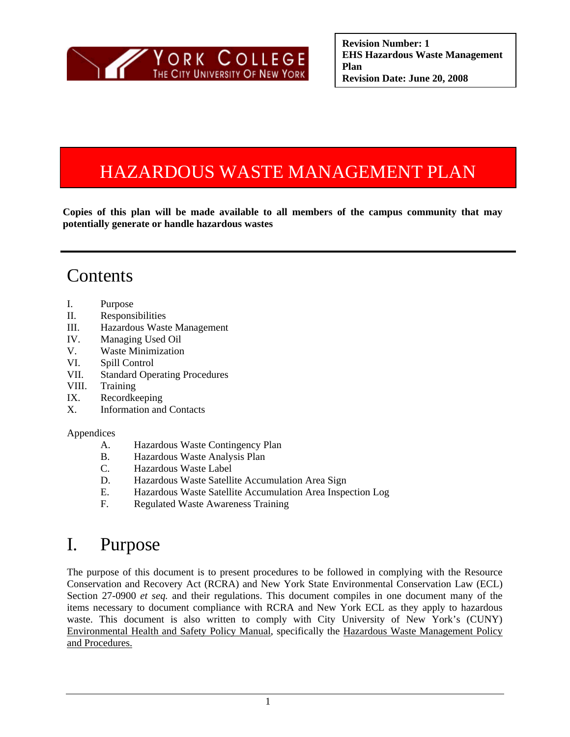**Revision Number: 1**
**EHS Hazardous Waste Management Plan**
**Revision Date: June 20, 2008**

# HAZARDOUS WASTE MANAGEMENT PLAN

**Copies of this plan will be made available to all members of the campus community that may potentially generate or handle hazardous wastes**

## Contents

I. Purpose
II. Responsibilities
III. Hazardous Waste Management
IV. Managing Used Oil
V. Waste Minimization
VI. Spill Control
VII. Standard Operating Procedures
VIII. Training
IX. Recordkeeping
X. Information and Contacts

Appendices

A. Hazardous Waste Contingency Plan
B. Hazardous Waste Analysis Plan
C. Hazardous Waste Label
D. Hazardous Waste Satellite Accumulation Area Sign
E. Hazardous Waste Satellite Accumulation Area Inspection Log
F. Regulated Waste Awareness Training

## I. Purpose

The purpose of this document is to present procedures to be followed in complying with the Resource Conservation and Recovery Act (RCRA) and New York State Environmental Conservation Law (ECL) Section 27-0900 *et seq.* and their regulations. This document compiles in one document many of the items necessary to document compliance with RCRA and New York ECL as they apply to hazardous waste. This document is also written to comply with City University of New York's (CUNY) Environmental Health and Safety Policy Manual, specifically the Hazardous Waste Management Policy and Procedures.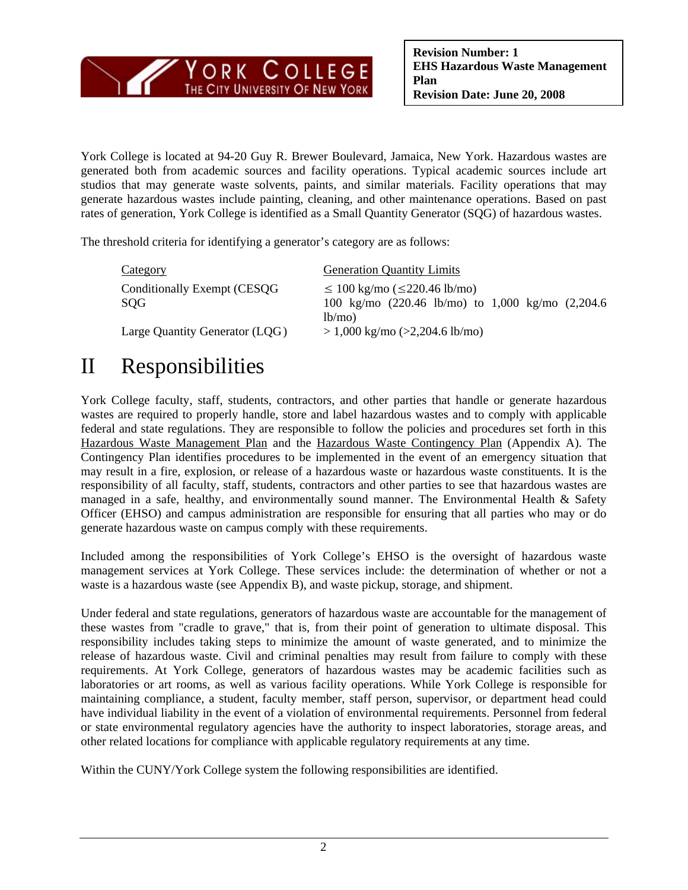York College is located at 94-20 Guy R. Brewer Boulevard, Jamaica, New York. Hazardous wastes are generated both from academic sources and facility operations. Typical academic sources include art studios that may generate waste solvents, paints, and similar materials. Facility operations that may generate hazardous wastes include painting, cleaning, and other maintenance operations. Based on past rates of generation, York College is identified as a Small Quantity Generator (SQG) of hazardous wastes.

The threshold criteria for identifying a generator's category are as follows:

| Category | Generation Quantity Limits |
|---|---|
| Conditionally Exempt (CESQG | ≤ 100 kg/mo (≤220.46 lb/mo) |
| SQG | 100 kg/mo (220.46 lb/mo) to 1,000 kg/mo (2,204.6 lb/mo) |
| Large Quantity Generator (LQG) | > 1,000 kg/mo (>2,204.6 lb/mo) |

# II Responsibilities

York College faculty, staff, students, contractors, and other parties that handle or generate hazardous wastes are required to properly handle, store and label hazardous wastes and to comply with applicable federal and state regulations. They are responsible to follow the policies and procedures set forth in this Hazardous Waste Management Plan and the Hazardous Waste Contingency Plan (Appendix A). The Contingency Plan identifies procedures to be implemented in the event of an emergency situation that may result in a fire, explosion, or release of a hazardous waste or hazardous waste constituents. It is the responsibility of all faculty, staff, students, contractors and other parties to see that hazardous wastes are managed in a safe, healthy, and environmentally sound manner. The Environmental Health & Safety Officer (EHSO) and campus administration are responsible for ensuring that all parties who may or do generate hazardous waste on campus comply with these requirements.

Included among the responsibilities of York College's EHSO is the oversight of hazardous waste management services at York College. These services include: the determination of whether or not a waste is a hazardous waste (see Appendix B), and waste pickup, storage, and shipment.

Under federal and state regulations, generators of hazardous waste are accountable for the management of these wastes from "cradle to grave," that is, from their point of generation to ultimate disposal. This responsibility includes taking steps to minimize the amount of waste generated, and to minimize the release of hazardous waste. Civil and criminal penalties may result from failure to comply with these requirements. At York College, generators of hazardous wastes may be academic facilities such as laboratories or art rooms, as well as various facility operations. While York College is responsible for maintaining compliance, a student, faculty member, staff person, supervisor, or department head could have individual liability in the event of a violation of environmental requirements. Personnel from federal or state environmental regulatory agencies have the authority to inspect laboratories, storage areas, and other related locations for compliance with applicable regulatory requirements at any time.

Within the CUNY/York College system the following responsibilities are identified.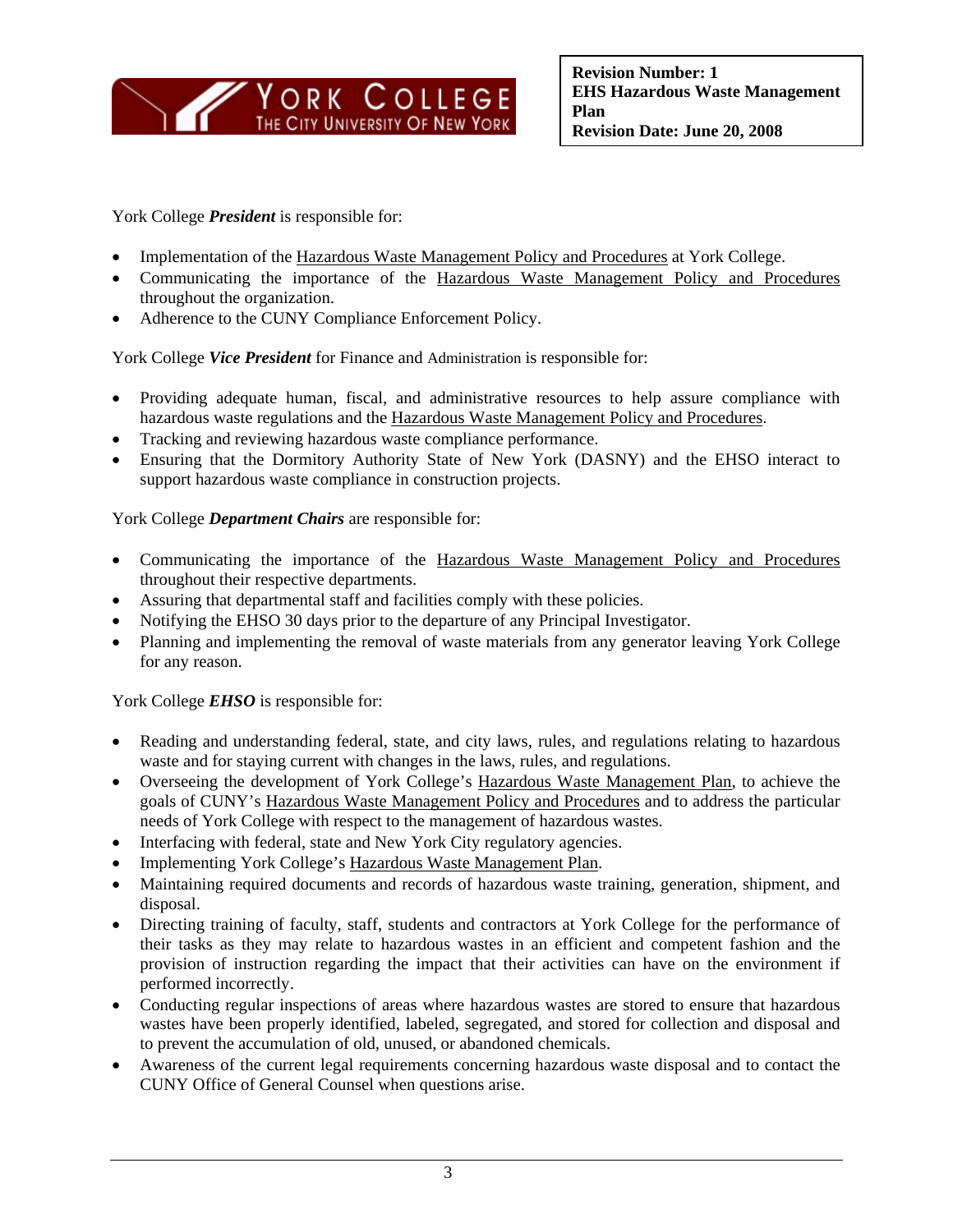York College ***President*** is responsible for:

- Implementation of the Hazardous Waste Management Policy and Procedures at York College.
- Communicating the importance of the Hazardous Waste Management Policy and Procedures throughout the organization.
- Adherence to the CUNY Compliance Enforcement Policy.

York College ***Vice President*** for Finance and Administration is responsible for:

- Providing adequate human, fiscal, and administrative resources to help assure compliance with hazardous waste regulations and the Hazardous Waste Management Policy and Procedures.
- Tracking and reviewing hazardous waste compliance performance.
- Ensuring that the Dormitory Authority State of New York (DASNY) and the EHSO interact to support hazardous waste compliance in construction projects.

York College ***Department Chairs*** are responsible for:

- Communicating the importance of the Hazardous Waste Management Policy and Procedures throughout their respective departments.
- Assuring that departmental staff and facilities comply with these policies.
- Notifying the EHSO 30 days prior to the departure of any Principal Investigator.
- Planning and implementing the removal of waste materials from any generator leaving York College for any reason.

York College ***EHSO*** is responsible for:

- Reading and understanding federal, state, and city laws, rules, and regulations relating to hazardous waste and for staying current with changes in the laws, rules, and regulations.
- Overseeing the development of York College's Hazardous Waste Management Plan, to achieve the goals of CUNY's Hazardous Waste Management Policy and Procedures and to address the particular needs of York College with respect to the management of hazardous wastes.
- Interfacing with federal, state and New York City regulatory agencies.
- Implementing York College's Hazardous Waste Management Plan.
- Maintaining required documents and records of hazardous waste training, generation, shipment, and disposal.
- Directing training of faculty, staff, students and contractors at York College for the performance of their tasks as they may relate to hazardous wastes in an efficient and competent fashion and the provision of instruction regarding the impact that their activities can have on the environment if performed incorrectly.
- Conducting regular inspections of areas where hazardous wastes are stored to ensure that hazardous wastes have been properly identified, labeled, segregated, and stored for collection and disposal and to prevent the accumulation of old, unused, or abandoned chemicals.
- Awareness of the current legal requirements concerning hazardous waste disposal and to contact the CUNY Office of General Counsel when questions arise.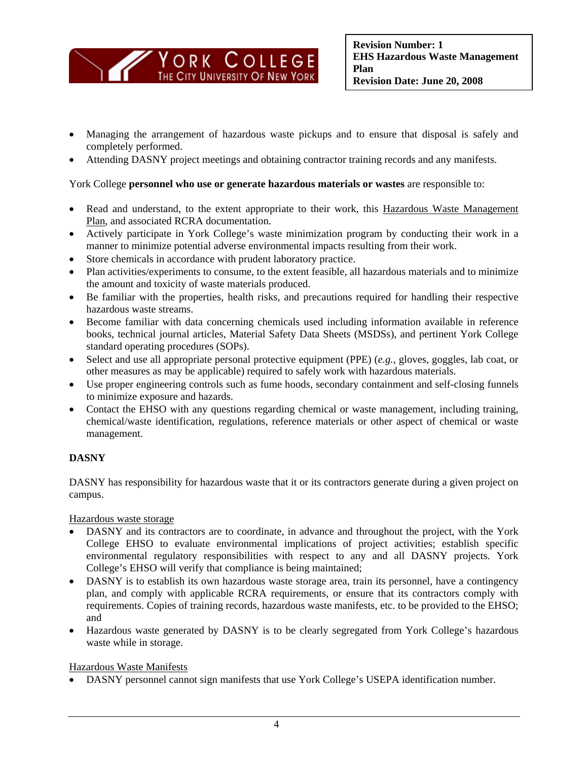- Managing the arrangement of hazardous waste pickups and to ensure that disposal is safely and completely performed.
- Attending DASNY project meetings and obtaining contractor training records and any manifests.

York College **personnel who use or generate hazardous materials or wastes** are responsible to:

- Read and understand, to the extent appropriate to their work, this Hazardous Waste Management Plan, and associated RCRA documentation.
- Actively participate in York College's waste minimization program by conducting their work in a manner to minimize potential adverse environmental impacts resulting from their work.
- Store chemicals in accordance with prudent laboratory practice.
- Plan activities/experiments to consume, to the extent feasible, all hazardous materials and to minimize the amount and toxicity of waste materials produced.
- Be familiar with the properties, health risks, and precautions required for handling their respective hazardous waste streams.
- Become familiar with data concerning chemicals used including information available in reference books, technical journal articles, Material Safety Data Sheets (MSDSs), and pertinent York College standard operating procedures (SOPs).
- Select and use all appropriate personal protective equipment (PPE) (*e.g.*, gloves, goggles, lab coat, or other measures as may be applicable) required to safely work with hazardous materials.
- Use proper engineering controls such as fume hoods, secondary containment and self-closing funnels to minimize exposure and hazards.
- Contact the EHSO with any questions regarding chemical or waste management, including training, chemical/waste identification, regulations, reference materials or other aspect of chemical or waste management.

**DASNY**

DASNY has responsibility for hazardous waste that it or its contractors generate during a given project on campus.

Hazardous waste storage

- DASNY and its contractors are to coordinate, in advance and throughout the project, with the York College EHSO to evaluate environmental implications of project activities; establish specific environmental regulatory responsibilities with respect to any and all DASNY projects. York College's EHSO will verify that compliance is being maintained;
- DASNY is to establish its own hazardous waste storage area, train its personnel, have a contingency plan, and comply with applicable RCRA requirements, or ensure that its contractors comply with requirements. Copies of training records, hazardous waste manifests, etc. to be provided to the EHSO; and
- Hazardous waste generated by DASNY is to be clearly segregated from York College's hazardous waste while in storage.

Hazardous Waste Manifests

- DASNY personnel cannot sign manifests that use York College's USEPA identification number.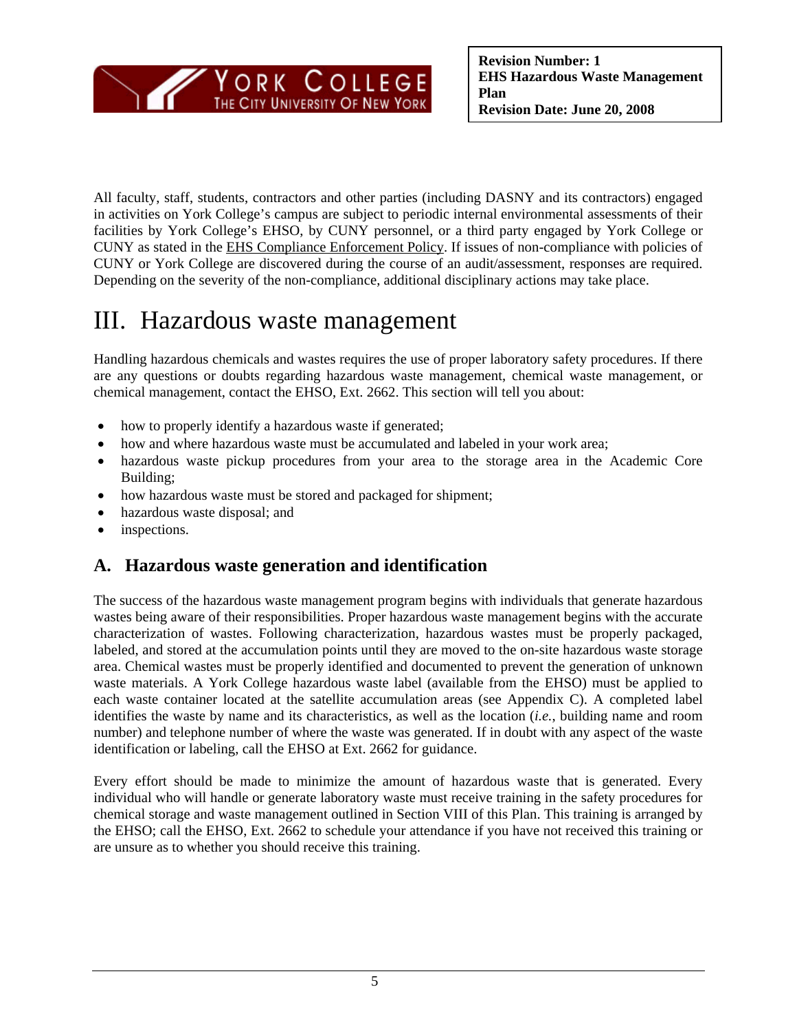All faculty, staff, students, contractors and other parties (including DASNY and its contractors) engaged in activities on York College's campus are subject to periodic internal environmental assessments of their facilities by York College's EHSO, by CUNY personnel, or a third party engaged by York College or CUNY as stated in the EHS Compliance Enforcement Policy. If issues of non-compliance with policies of CUNY or York College are discovered during the course of an audit/assessment, responses are required. Depending on the severity of the non-compliance, additional disciplinary actions may take place.

# III. Hazardous waste management

Handling hazardous chemicals and wastes requires the use of proper laboratory safety procedures. If there are any questions or doubts regarding hazardous waste management, chemical waste management, or chemical management, contact the EHSO, Ext. 2662. This section will tell you about:

- how to properly identify a hazardous waste if generated;
- how and where hazardous waste must be accumulated and labeled in your work area;
- hazardous waste pickup procedures from your area to the storage area in the Academic Core Building;
- how hazardous waste must be stored and packaged for shipment;
- hazardous waste disposal; and
- inspections.

## A. Hazardous waste generation and identification

The success of the hazardous waste management program begins with individuals that generate hazardous wastes being aware of their responsibilities. Proper hazardous waste management begins with the accurate characterization of wastes. Following characterization, hazardous wastes must be properly packaged, labeled, and stored at the accumulation points until they are moved to the on-site hazardous waste storage area. Chemical wastes must be properly identified and documented to prevent the generation of unknown waste materials. A York College hazardous waste label (available from the EHSO) must be applied to each waste container located at the satellite accumulation areas (see Appendix C). A completed label identifies the waste by name and its characteristics, as well as the location (*i.e.*, building name and room number) and telephone number of where the waste was generated. If in doubt with any aspect of the waste identification or labeling, call the EHSO at Ext. 2662 for guidance.

Every effort should be made to minimize the amount of hazardous waste that is generated. Every individual who will handle or generate laboratory waste must receive training in the safety procedures for chemical storage and waste management outlined in Section VIII of this Plan. This training is arranged by the EHSO; call the EHSO, Ext. 2662 to schedule your attendance if you have not received this training or are unsure as to whether you should receive this training.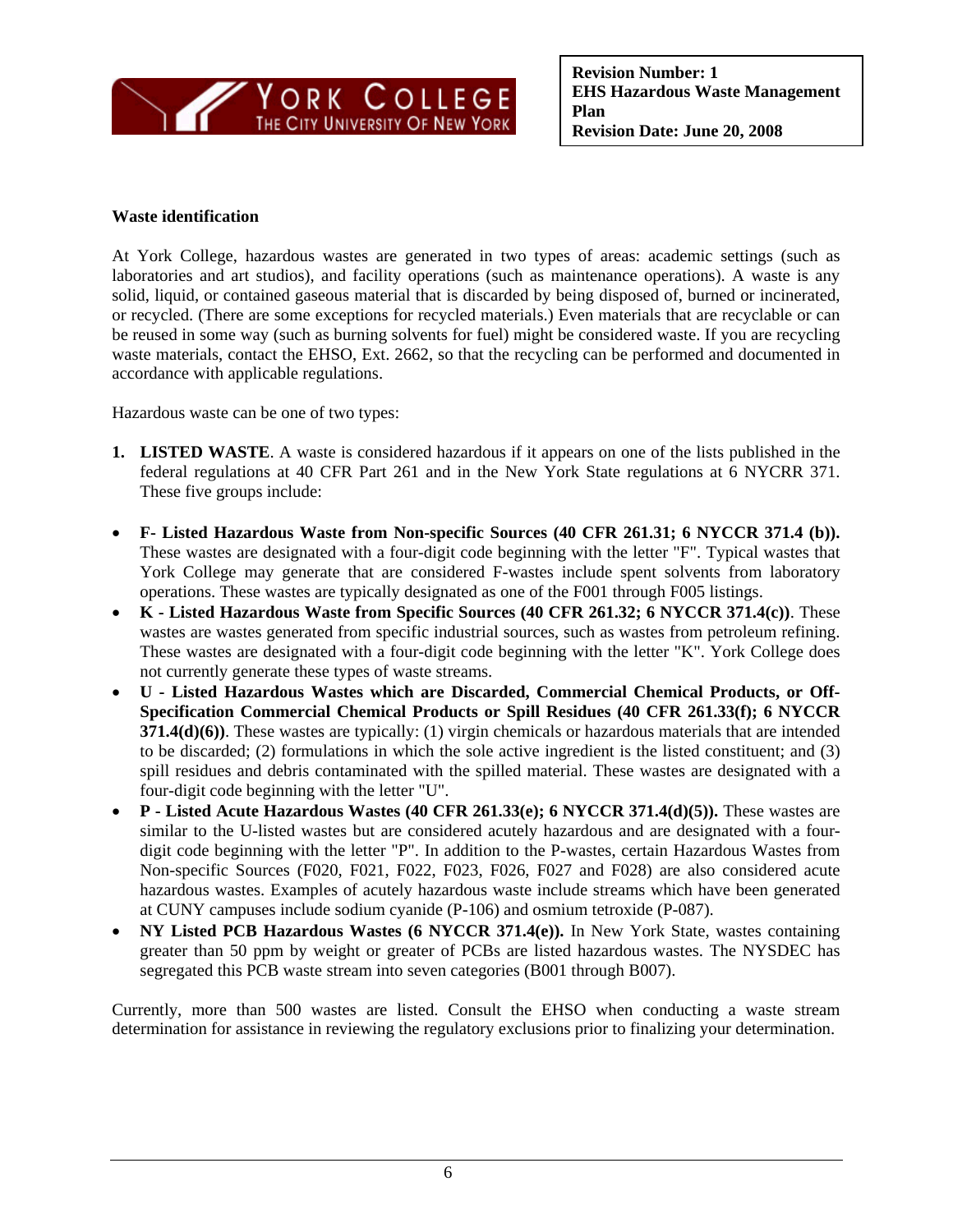### Waste identification

At York College, hazardous wastes are generated in two types of areas: academic settings (such as laboratories and art studios), and facility operations (such as maintenance operations). A waste is any solid, liquid, or contained gaseous material that is discarded by being disposed of, burned or incinerated, or recycled. (There are some exceptions for recycled materials.) Even materials that are recyclable or can be reused in some way (such as burning solvents for fuel) might be considered waste. If you are recycling waste materials, contact the EHSO, Ext. 2662, so that the recycling can be performed and documented in accordance with applicable regulations.

Hazardous waste can be one of two types:

1. **LISTED WASTE**. A waste is considered hazardous if it appears on one of the lists published in the federal regulations at 40 CFR Part 261 and in the New York State regulations at 6 NYCRR 371. These five groups include:

- **F- Listed Hazardous Waste from Non-specific Sources (40 CFR 261.31; 6 NYCCR 371.4 (b)).** These wastes are designated with a four-digit code beginning with the letter "F". Typical wastes that York College may generate that are considered F-wastes include spent solvents from laboratory operations. These wastes are typically designated as one of the F001 through F005 listings.
- **K - Listed Hazardous Waste from Specific Sources (40 CFR 261.32; 6 NYCCR 371.4(c))**. These wastes are wastes generated from specific industrial sources, such as wastes from petroleum refining. These wastes are designated with a four-digit code beginning with the letter "K". York College does not currently generate these types of waste streams.
- **U - Listed Hazardous Wastes which are Discarded, Commercial Chemical Products, or Off-Specification Commercial Chemical Products or Spill Residues (40 CFR 261.33(f); 6 NYCCR 371.4(d)(6))**. These wastes are typically: (1) virgin chemicals or hazardous materials that are intended to be discarded; (2) formulations in which the sole active ingredient is the listed constituent; and (3) spill residues and debris contaminated with the spilled material. These wastes are designated with a four-digit code beginning with the letter "U".
- **P - Listed Acute Hazardous Wastes (40 CFR 261.33(e); 6 NYCCR 371.4(d)(5)).** These wastes are similar to the U-listed wastes but are considered acutely hazardous and are designated with a four-digit code beginning with the letter "P". In addition to the P-wastes, certain Hazardous Wastes from Non-specific Sources (F020, F021, F022, F023, F026, F027 and F028) are also considered acute hazardous wastes. Examples of acutely hazardous waste include streams which have been generated at CUNY campuses include sodium cyanide (P-106) and osmium tetroxide (P-087).
- **NY Listed PCB Hazardous Wastes (6 NYCCR 371.4(e)).** In New York State, wastes containing greater than 50 ppm by weight or greater of PCBs are listed hazardous wastes. The NYSDEC has segregated this PCB waste stream into seven categories (B001 through B007).

Currently, more than 500 wastes are listed. Consult the EHSO when conducting a waste stream determination for assistance in reviewing the regulatory exclusions prior to finalizing your determination.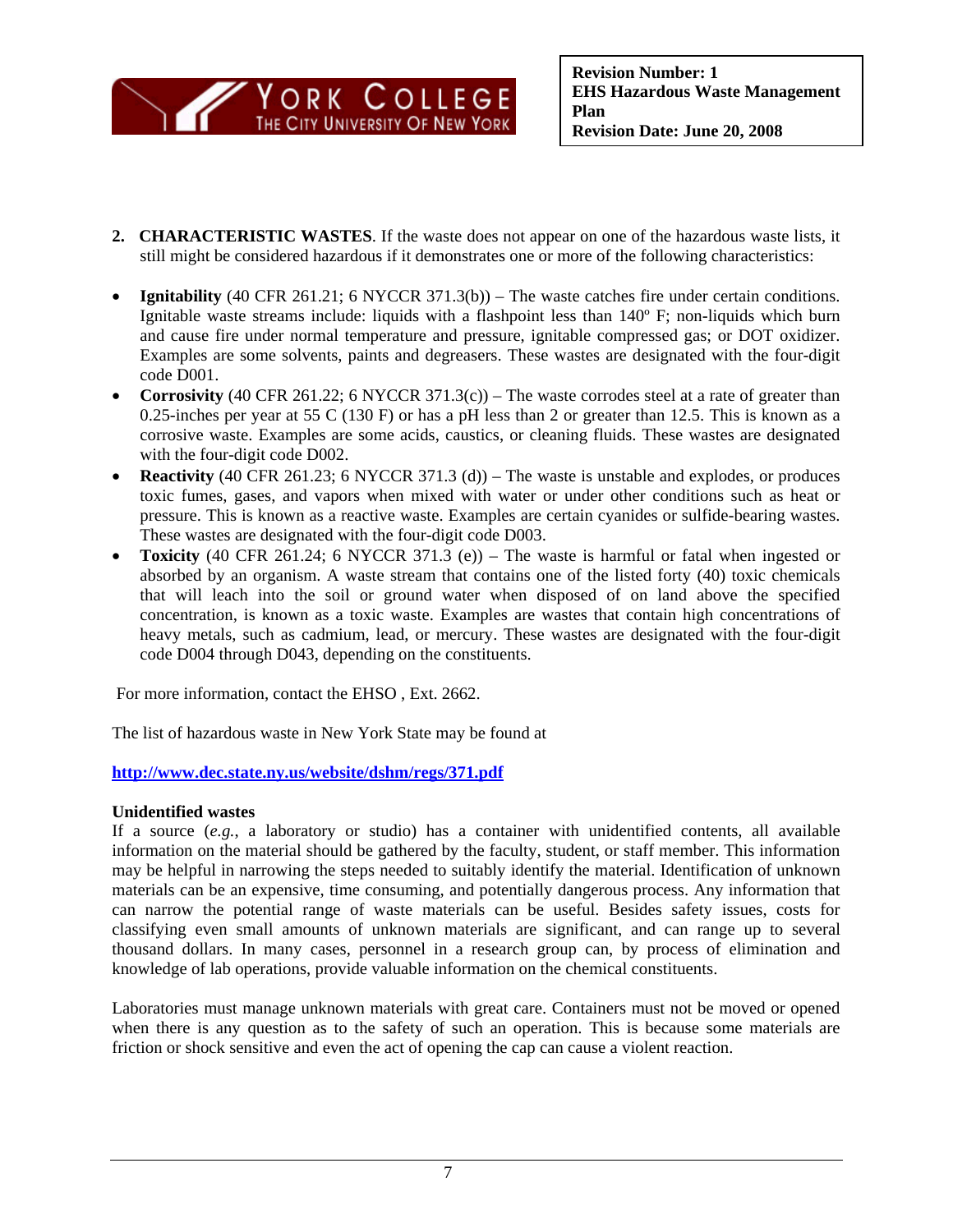2. **CHARACTERISTIC WASTES**. If the waste does not appear on one of the hazardous waste lists, it still might be considered hazardous if it demonstrates one or more of the following characteristics:

- **Ignitability** (40 CFR 261.21; 6 NYCCR 371.3(b)) – The waste catches fire under certain conditions. Ignitable waste streams include: liquids with a flashpoint less than 140º F; non-liquids which burn and cause fire under normal temperature and pressure, ignitable compressed gas; or DOT oxidizer. Examples are some solvents, paints and degreasers. These wastes are designated with the four-digit code D001.
- **Corrosivity** (40 CFR 261.22; 6 NYCCR 371.3(c)) – The waste corrodes steel at a rate of greater than 0.25-inches per year at 55 C (130 F) or has a pH less than 2 or greater than 12.5. This is known as a corrosive waste. Examples are some acids, caustics, or cleaning fluids. These wastes are designated with the four-digit code D002.
- **Reactivity** (40 CFR 261.23; 6 NYCCR 371.3 (d)) – The waste is unstable and explodes, or produces toxic fumes, gases, and vapors when mixed with water or under other conditions such as heat or pressure. This is known as a reactive waste. Examples are certain cyanides or sulfide-bearing wastes. These wastes are designated with the four-digit code D003.
- **Toxicity** (40 CFR 261.24; 6 NYCCR 371.3 (e)) – The waste is harmful or fatal when ingested or absorbed by an organism. A waste stream that contains one of the listed forty (40) toxic chemicals that will leach into the soil or ground water when disposed of on land above the specified concentration, is known as a toxic waste. Examples are wastes that contain high concentrations of heavy metals, such as cadmium, lead, or mercury. These wastes are designated with the four-digit code D004 through D043, depending on the constituents.

For more information, contact the EHSO , Ext. 2662.

The list of hazardous waste in New York State may be found at

**http://www.dec.state.ny.us/website/dshm/regs/371.pdf**

**Unidentified wastes**

If a source (*e.g.*, a laboratory or studio) has a container with unidentified contents, all available information on the material should be gathered by the faculty, student, or staff member. This information may be helpful in narrowing the steps needed to suitably identify the material. Identification of unknown materials can be an expensive, time consuming, and potentially dangerous process. Any information that can narrow the potential range of waste materials can be useful. Besides safety issues, costs for classifying even small amounts of unknown materials are significant, and can range up to several thousand dollars. In many cases, personnel in a research group can, by process of elimination and knowledge of lab operations, provide valuable information on the chemical constituents.

Laboratories must manage unknown materials with great care. Containers must not be moved or opened when there is any question as to the safety of such an operation. This is because some materials are friction or shock sensitive and even the act of opening the cap can cause a violent reaction.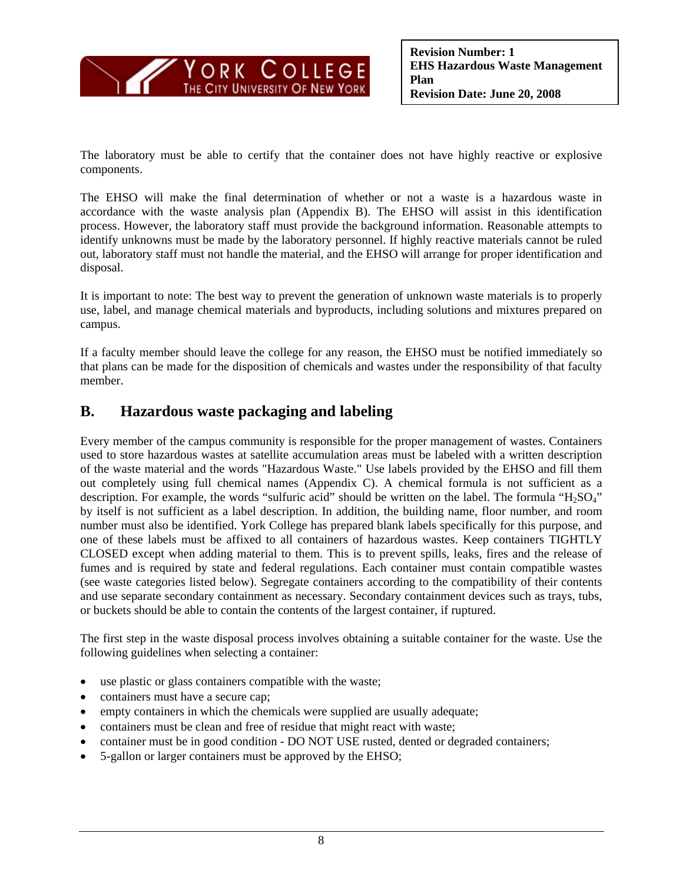The laboratory must be able to certify that the container does not have highly reactive or explosive components.

The EHSO will make the final determination of whether or not a waste is a hazardous waste in accordance with the waste analysis plan (Appendix B). The EHSO will assist in this identification process. However, the laboratory staff must provide the background information. Reasonable attempts to identify unknowns must be made by the laboratory personnel. If highly reactive materials cannot be ruled out, laboratory staff must not handle the material, and the EHSO will arrange for proper identification and disposal.

It is important to note: The best way to prevent the generation of unknown waste materials is to properly use, label, and manage chemical materials and byproducts, including solutions and mixtures prepared on campus.

If a faculty member should leave the college for any reason, the EHSO must be notified immediately so that plans can be made for the disposition of chemicals and wastes under the responsibility of that faculty member.

## B. Hazardous waste packaging and labeling

Every member of the campus community is responsible for the proper management of wastes. Containers used to store hazardous wastes at satellite accumulation areas must be labeled with a written description of the waste material and the words "Hazardous Waste." Use labels provided by the EHSO and fill them out completely using full chemical names (Appendix C). A chemical formula is not sufficient as a description. For example, the words "sulfuric acid" should be written on the label. The formula "$H_2SO_4$" by itself is not sufficient as a label description. In addition, the building name, floor number, and room number must also be identified. York College has prepared blank labels specifically for this purpose, and one of these labels must be affixed to all containers of hazardous wastes. Keep containers TIGHTLY CLOSED except when adding material to them. This is to prevent spills, leaks, fires and the release of fumes and is required by state and federal regulations. Each container must contain compatible wastes (see waste categories listed below). Segregate containers according to the compatibility of their contents and use separate secondary containment as necessary. Secondary containment devices such as trays, tubs, or buckets should be able to contain the contents of the largest container, if ruptured.

The first step in the waste disposal process involves obtaining a suitable container for the waste. Use the following guidelines when selecting a container:

- use plastic or glass containers compatible with the waste;
- containers must have a secure cap;
- empty containers in which the chemicals were supplied are usually adequate;
- containers must be clean and free of residue that might react with waste;
- container must be in good condition - DO NOT USE rusted, dented or degraded containers;
- 5-gallon or larger containers must be approved by the EHSO;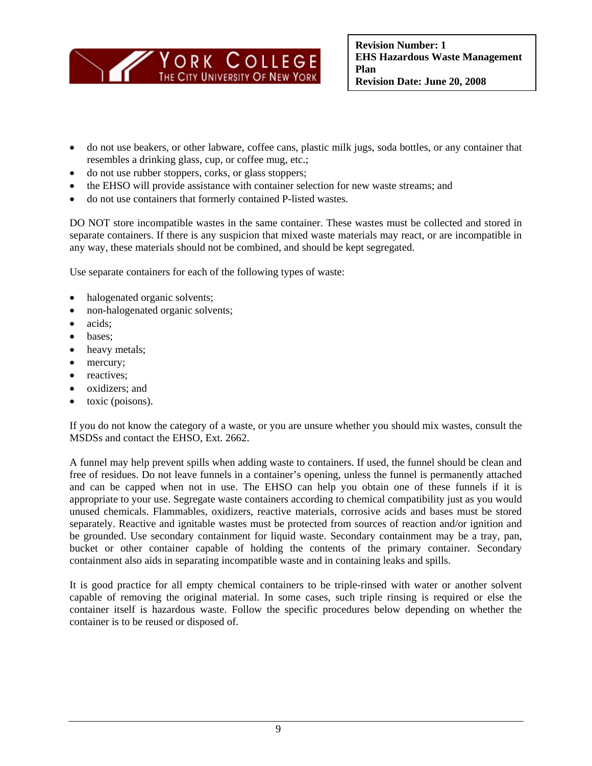- do not use beakers, or other labware, coffee cans, plastic milk jugs, soda bottles, or any container that resembles a drinking glass, cup, or coffee mug, etc.;
- do not use rubber stoppers, corks, or glass stoppers;
- the EHSO will provide assistance with container selection for new waste streams; and
- do not use containers that formerly contained P-listed wastes.

DO NOT store incompatible wastes in the same container. These wastes must be collected and stored in separate containers. If there is any suspicion that mixed waste materials may react, or are incompatible in any way, these materials should not be combined, and should be kept segregated.

Use separate containers for each of the following types of waste:

- halogenated organic solvents;
- non-halogenated organic solvents;
- acids;
- bases;
- heavy metals;
- mercury;
- reactives;
- oxidizers; and
- toxic (poisons).

If you do not know the category of a waste, or you are unsure whether you should mix wastes, consult the MSDSs and contact the EHSO, Ext. 2662.

A funnel may help prevent spills when adding waste to containers. If used, the funnel should be clean and free of residues. Do not leave funnels in a container's opening, unless the funnel is permanently attached and can be capped when not in use. The EHSO can help you obtain one of these funnels if it is appropriate to your use. Segregate waste containers according to chemical compatibility just as you would unused chemicals. Flammables, oxidizers, reactive materials, corrosive acids and bases must be stored separately. Reactive and ignitable wastes must be protected from sources of reaction and/or ignition and be grounded. Use secondary containment for liquid waste. Secondary containment may be a tray, pan, bucket or other container capable of holding the contents of the primary container. Secondary containment also aids in separating incompatible waste and in containing leaks and spills.

It is good practice for all empty chemical containers to be triple-rinsed with water or another solvent capable of removing the original material. In some cases, such triple rinsing is required or else the container itself is hazardous waste. Follow the specific procedures below depending on whether the container is to be reused or disposed of.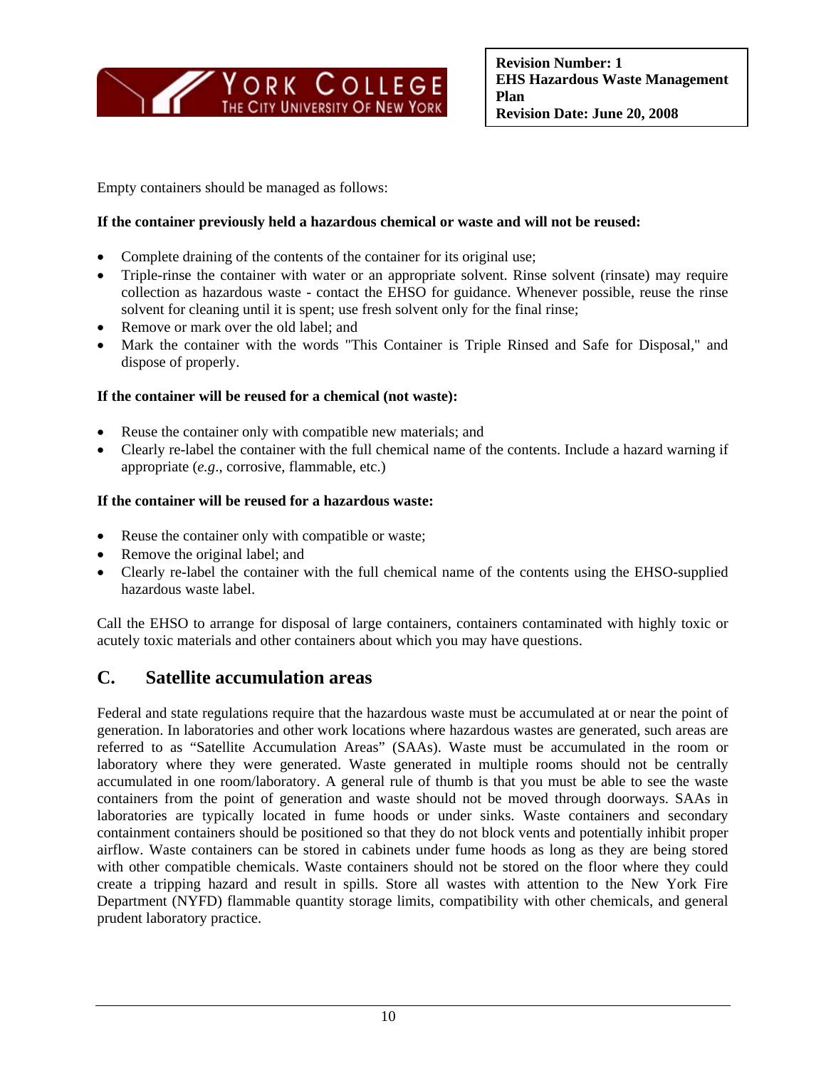Empty containers should be managed as follows:

**If the container previously held a hazardous chemical or waste and will not be reused:**

- Complete draining of the contents of the container for its original use;
- Triple-rinse the container with water or an appropriate solvent. Rinse solvent (rinsate) may require collection as hazardous waste - contact the EHSO for guidance. Whenever possible, reuse the rinse solvent for cleaning until it is spent; use fresh solvent only for the final rinse;
- Remove or mark over the old label; and
- Mark the container with the words "This Container is Triple Rinsed and Safe for Disposal," and dispose of properly.

**If the container will be reused for a chemical (not waste):**

- Reuse the container only with compatible new materials; and
- Clearly re-label the container with the full chemical name of the contents. Include a hazard warning if appropriate (*e.g*., corrosive, flammable, etc.)

**If the container will be reused for a hazardous waste:**

- Reuse the container only with compatible or waste;
- Remove the original label; and
- Clearly re-label the container with the full chemical name of the contents using the EHSO-supplied hazardous waste label.

Call the EHSO to arrange for disposal of large containers, containers contaminated with highly toxic or acutely toxic materials and other containers about which you may have questions.

## C. Satellite accumulation areas

Federal and state regulations require that the hazardous waste must be accumulated at or near the point of generation. In laboratories and other work locations where hazardous wastes are generated, such areas are referred to as "Satellite Accumulation Areas" (SAAs). Waste must be accumulated in the room or laboratory where they were generated. Waste generated in multiple rooms should not be centrally accumulated in one room/laboratory. A general rule of thumb is that you must be able to see the waste containers from the point of generation and waste should not be moved through doorways. SAAs in laboratories are typically located in fume hoods or under sinks. Waste containers and secondary containment containers should be positioned so that they do not block vents and potentially inhibit proper airflow. Waste containers can be stored in cabinets under fume hoods as long as they are being stored with other compatible chemicals. Waste containers should not be stored on the floor where they could create a tripping hazard and result in spills. Store all wastes with attention to the New York Fire Department (NYFD) flammable quantity storage limits, compatibility with other chemicals, and general prudent laboratory practice.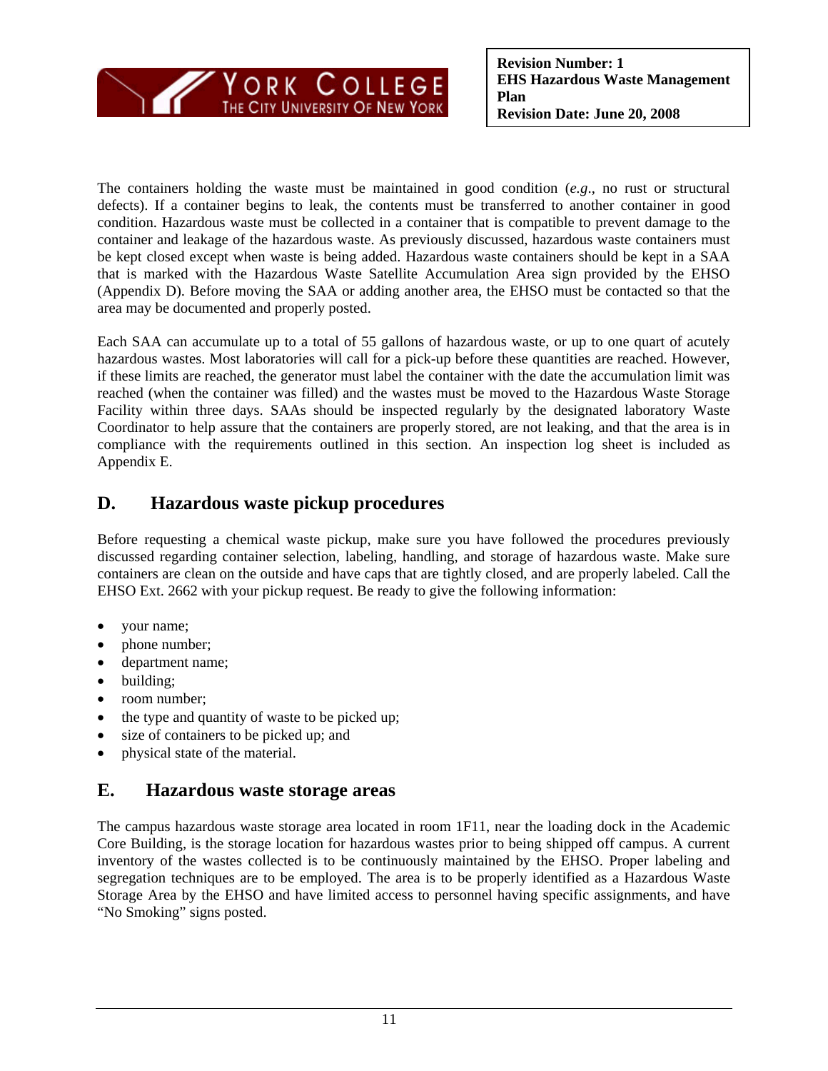The containers holding the waste must be maintained in good condition (*e.g*., no rust or structural defects). If a container begins to leak, the contents must be transferred to another container in good condition. Hazardous waste must be collected in a container that is compatible to prevent damage to the container and leakage of the hazardous waste. As previously discussed, hazardous waste containers must be kept closed except when waste is being added. Hazardous waste containers should be kept in a SAA that is marked with the Hazardous Waste Satellite Accumulation Area sign provided by the EHSO (Appendix D). Before moving the SAA or adding another area, the EHSO must be contacted so that the area may be documented and properly posted.

Each SAA can accumulate up to a total of 55 gallons of hazardous waste, or up to one quart of acutely hazardous wastes. Most laboratories will call for a pick-up before these quantities are reached. However, if these limits are reached, the generator must label the container with the date the accumulation limit was reached (when the container was filled) and the wastes must be moved to the Hazardous Waste Storage Facility within three days. SAAs should be inspected regularly by the designated laboratory Waste Coordinator to help assure that the containers are properly stored, are not leaking, and that the area is in compliance with the requirements outlined in this section. An inspection log sheet is included as Appendix E.

## D. Hazardous waste pickup procedures

Before requesting a chemical waste pickup, make sure you have followed the procedures previously discussed regarding container selection, labeling, handling, and storage of hazardous waste. Make sure containers are clean on the outside and have caps that are tightly closed, and are properly labeled. Call the EHSO Ext. 2662 with your pickup request. Be ready to give the following information:

- your name;
- phone number;
- department name;
- building;
- room number;
- the type and quantity of waste to be picked up;
- size of containers to be picked up; and
- physical state of the material.

## E. Hazardous waste storage areas

The campus hazardous waste storage area located in room 1F11, near the loading dock in the Academic Core Building, is the storage location for hazardous wastes prior to being shipped off campus. A current inventory of the wastes collected is to be continuously maintained by the EHSO. Proper labeling and segregation techniques are to be employed. The area is to be properly identified as a Hazardous Waste Storage Area by the EHSO and have limited access to personnel having specific assignments, and have "No Smoking" signs posted.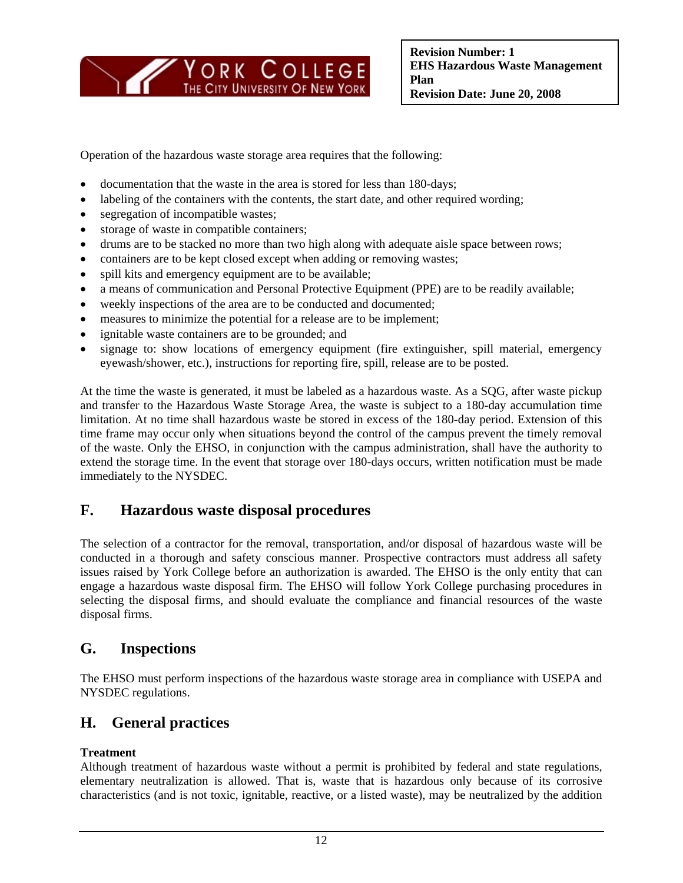Operation of the hazardous waste storage area requires that the following:

- documentation that the waste in the area is stored for less than 180-days;
- labeling of the containers with the contents, the start date, and other required wording;
- segregation of incompatible wastes;
- storage of waste in compatible containers;
- drums are to be stacked no more than two high along with adequate aisle space between rows;
- containers are to be kept closed except when adding or removing wastes;
- spill kits and emergency equipment are to be available;
- a means of communication and Personal Protective Equipment (PPE) are to be readily available;
- weekly inspections of the area are to be conducted and documented;
- measures to minimize the potential for a release are to be implement;
- ignitable waste containers are to be grounded; and
- signage to: show locations of emergency equipment (fire extinguisher, spill material, emergency eyewash/shower, etc.), instructions for reporting fire, spill, release are to be posted.

At the time the waste is generated, it must be labeled as a hazardous waste. As a SQG, after waste pickup and transfer to the Hazardous Waste Storage Area, the waste is subject to a 180-day accumulation time limitation. At no time shall hazardous waste be stored in excess of the 180-day period. Extension of this time frame may occur only when situations beyond the control of the campus prevent the timely removal of the waste. Only the EHSO, in conjunction with the campus administration, shall have the authority to extend the storage time. In the event that storage over 180-days occurs, written notification must be made immediately to the NYSDEC.

## F. Hazardous waste disposal procedures

The selection of a contractor for the removal, transportation, and/or disposal of hazardous waste will be conducted in a thorough and safety conscious manner. Prospective contractors must address all safety issues raised by York College before an authorization is awarded. The EHSO is the only entity that can engage a hazardous waste disposal firm. The EHSO will follow York College purchasing procedures in selecting the disposal firms, and should evaluate the compliance and financial resources of the waste disposal firms.

## G. Inspections

The EHSO must perform inspections of the hazardous waste storage area in compliance with USEPA and NYSDEC regulations.

## H. General practices

**Treatment**
Although treatment of hazardous waste without a permit is prohibited by federal and state regulations, elementary neutralization is allowed. That is, waste that is hazardous only because of its corrosive characteristics (and is not toxic, ignitable, reactive, or a listed waste), may be neutralized by the addition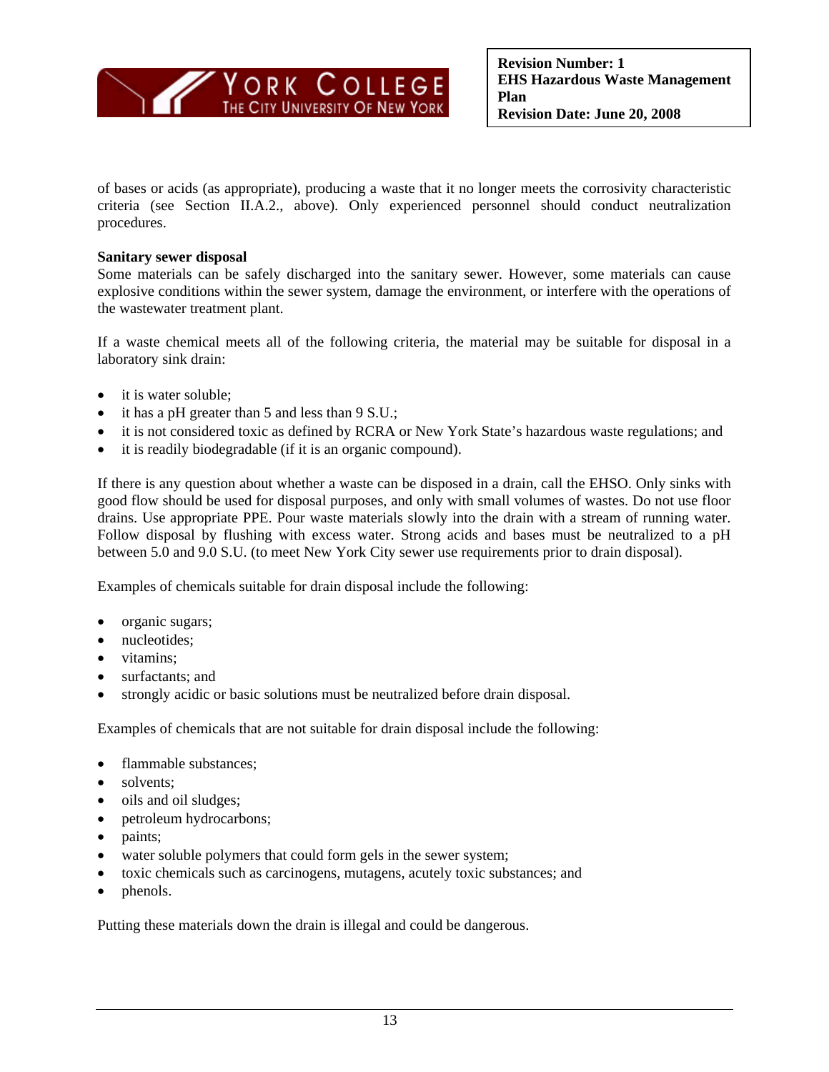of bases or acids (as appropriate), producing a waste that it no longer meets the corrosivity characteristic criteria (see Section II.A.2., above). Only experienced personnel should conduct neutralization procedures.

**Sanitary sewer disposal**

Some materials can be safely discharged into the sanitary sewer. However, some materials can cause explosive conditions within the sewer system, damage the environment, or interfere with the operations of the wastewater treatment plant.

If a waste chemical meets all of the following criteria, the material may be suitable for disposal in a laboratory sink drain:

- it is water soluble;
- it has a pH greater than 5 and less than 9 S.U.;
- it is not considered toxic as defined by RCRA or New York State's hazardous waste regulations; and
- it is readily biodegradable (if it is an organic compound).

If there is any question about whether a waste can be disposed in a drain, call the EHSO. Only sinks with good flow should be used for disposal purposes, and only with small volumes of wastes. Do not use floor drains. Use appropriate PPE. Pour waste materials slowly into the drain with a stream of running water. Follow disposal by flushing with excess water. Strong acids and bases must be neutralized to a pH between 5.0 and 9.0 S.U. (to meet New York City sewer use requirements prior to drain disposal).

Examples of chemicals suitable for drain disposal include the following:

- organic sugars;
- nucleotides;
- vitamins;
- surfactants; and
- strongly acidic or basic solutions must be neutralized before drain disposal.

Examples of chemicals that are not suitable for drain disposal include the following:

- flammable substances;
- solvents;
- oils and oil sludges;
- petroleum hydrocarbons;
- paints;
- water soluble polymers that could form gels in the sewer system;
- toxic chemicals such as carcinogens, mutagens, acutely toxic substances; and
- phenols.

Putting these materials down the drain is illegal and could be dangerous.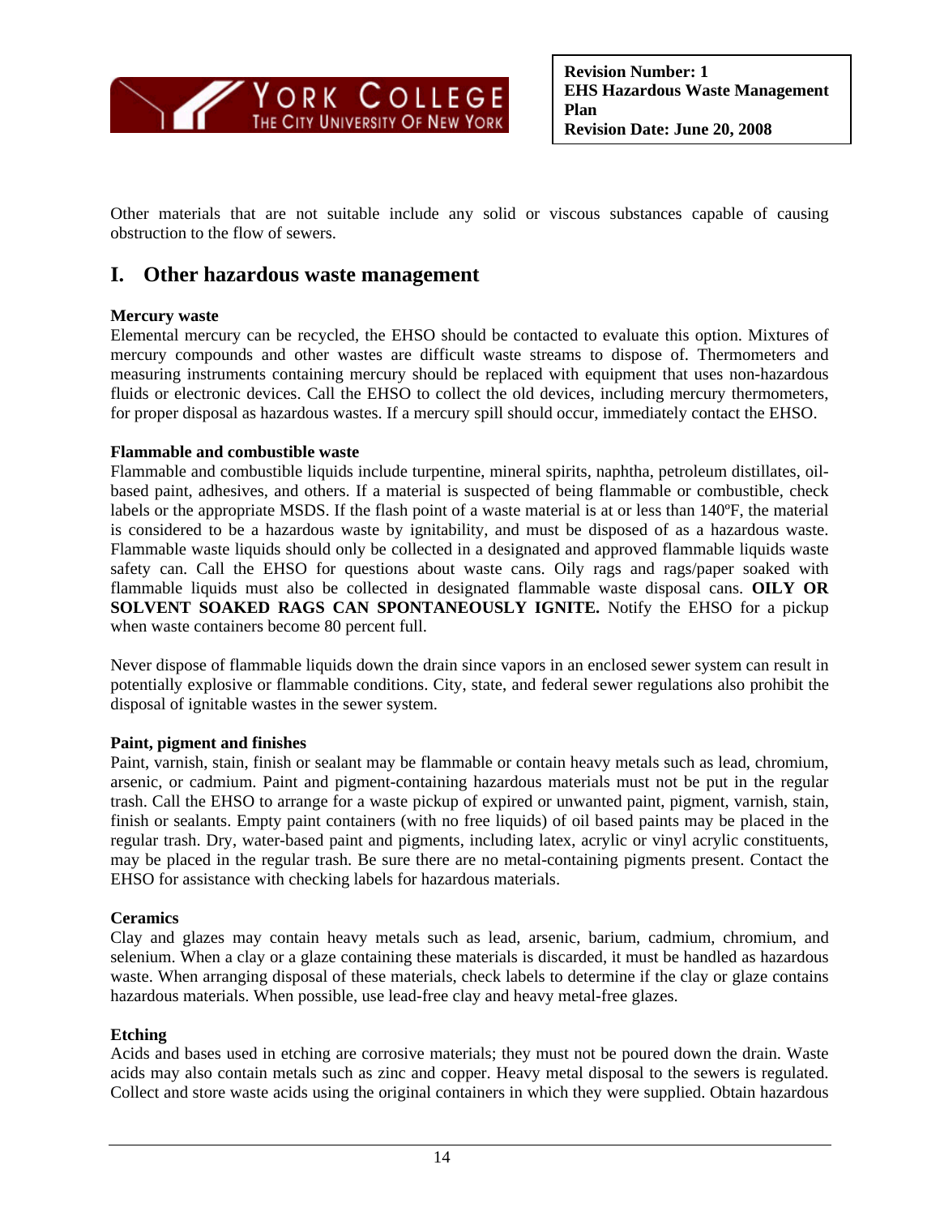Other materials that are not suitable include any solid or viscous substances capable of causing obstruction to the flow of sewers.

## I. Other hazardous waste management

**Mercury waste**
Elemental mercury can be recycled, the EHSO should be contacted to evaluate this option. Mixtures of mercury compounds and other wastes are difficult waste streams to dispose of. Thermometers and measuring instruments containing mercury should be replaced with equipment that uses non-hazardous fluids or electronic devices. Call the EHSO to collect the old devices, including mercury thermometers, for proper disposal as hazardous wastes. If a mercury spill should occur, immediately contact the EHSO.

**Flammable and combustible waste**
Flammable and combustible liquids include turpentine, mineral spirits, naphtha, petroleum distillates, oil-based paint, adhesives, and others. If a material is suspected of being flammable or combustible, check labels or the appropriate MSDS. If the flash point of a waste material is at or less than 140ºF, the material is considered to be a hazardous waste by ignitability, and must be disposed of as a hazardous waste. Flammable waste liquids should only be collected in a designated and approved flammable liquids waste safety can. Call the EHSO for questions about waste cans. Oily rags and rags/paper soaked with flammable liquids must also be collected in designated flammable waste disposal cans. **OILY OR SOLVENT SOAKED RAGS CAN SPONTANEOUSLY IGNITE.** Notify the EHSO for a pickup when waste containers become 80 percent full.

Never dispose of flammable liquids down the drain since vapors in an enclosed sewer system can result in potentially explosive or flammable conditions. City, state, and federal sewer regulations also prohibit the disposal of ignitable wastes in the sewer system.

**Paint, pigment and finishes**
Paint, varnish, stain, finish or sealant may be flammable or contain heavy metals such as lead, chromium, arsenic, or cadmium. Paint and pigment-containing hazardous materials must not be put in the regular trash. Call the EHSO to arrange for a waste pickup of expired or unwanted paint, pigment, varnish, stain, finish or sealants. Empty paint containers (with no free liquids) of oil based paints may be placed in the regular trash. Dry, water-based paint and pigments, including latex, acrylic or vinyl acrylic constituents, may be placed in the regular trash. Be sure there are no metal-containing pigments present. Contact the EHSO for assistance with checking labels for hazardous materials.

**Ceramics**
Clay and glazes may contain heavy metals such as lead, arsenic, barium, cadmium, chromium, and selenium. When a clay or a glaze containing these materials is discarded, it must be handled as hazardous waste. When arranging disposal of these materials, check labels to determine if the clay or glaze contains hazardous materials. When possible, use lead-free clay and heavy metal-free glazes.

**Etching**
Acids and bases used in etching are corrosive materials; they must not be poured down the drain. Waste acids may also contain metals such as zinc and copper. Heavy metal disposal to the sewers is regulated. Collect and store waste acids using the original containers in which they were supplied. Obtain hazardous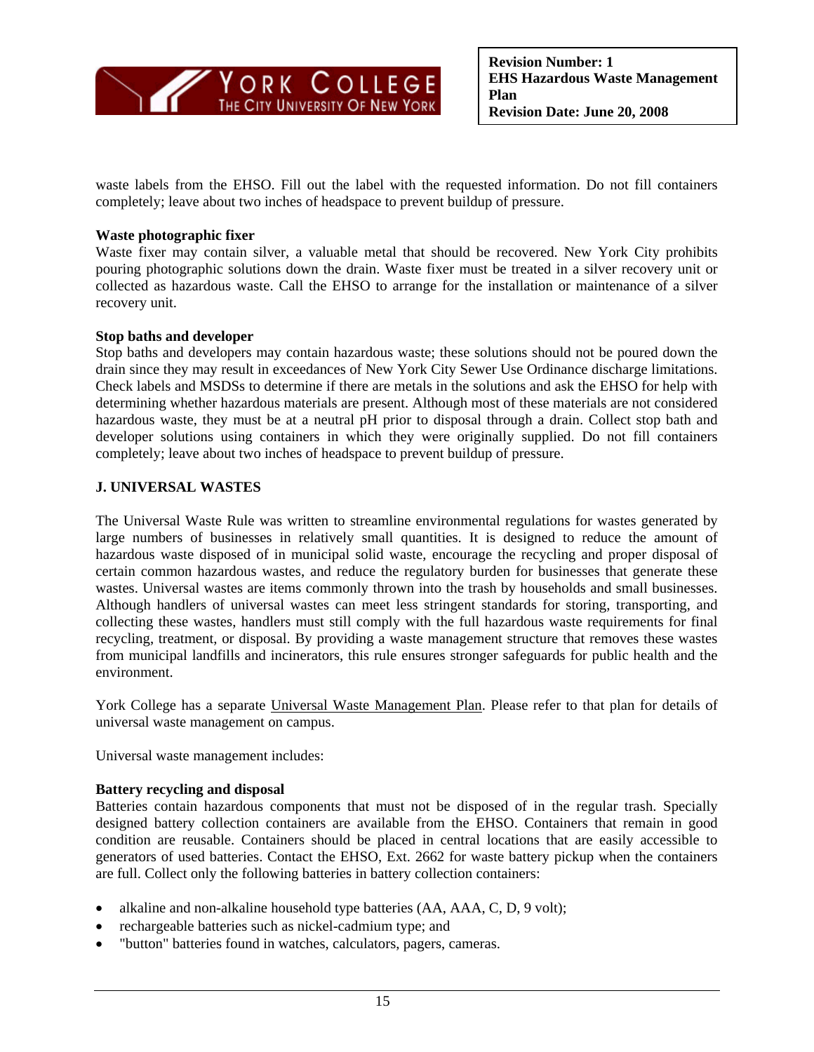waste labels from the EHSO. Fill out the label with the requested information. Do not fill containers completely; leave about two inches of headspace to prevent buildup of pressure.

**Waste photographic fixer**

Waste fixer may contain silver, a valuable metal that should be recovered. New York City prohibits pouring photographic solutions down the drain. Waste fixer must be treated in a silver recovery unit or collected as hazardous waste. Call the EHSO to arrange for the installation or maintenance of a silver recovery unit.

**Stop baths and developer**

Stop baths and developers may contain hazardous waste; these solutions should not be poured down the drain since they may result in exceedances of New York City Sewer Use Ordinance discharge limitations. Check labels and MSDSs to determine if there are metals in the solutions and ask the EHSO for help with determining whether hazardous materials are present. Although most of these materials are not considered hazardous waste, they must be at a neutral pH prior to disposal through a drain. Collect stop bath and developer solutions using containers in which they were originally supplied. Do not fill containers completely; leave about two inches of headspace to prevent buildup of pressure.

## J. UNIVERSAL WASTES

The Universal Waste Rule was written to streamline environmental regulations for wastes generated by large numbers of businesses in relatively small quantities. It is designed to reduce the amount of hazardous waste disposed of in municipal solid waste, encourage the recycling and proper disposal of certain common hazardous wastes, and reduce the regulatory burden for businesses that generate these wastes. Universal wastes are items commonly thrown into the trash by households and small businesses. Although handlers of universal wastes can meet less stringent standards for storing, transporting, and collecting these wastes, handlers must still comply with the full hazardous waste requirements for final recycling, treatment, or disposal. By providing a waste management structure that removes these wastes from municipal landfills and incinerators, this rule ensures stronger safeguards for public health and the environment.

York College has a separate Universal Waste Management Plan. Please refer to that plan for details of universal waste management on campus.

Universal waste management includes:

**Battery recycling and disposal**

Batteries contain hazardous components that must not be disposed of in the regular trash. Specially designed battery collection containers are available from the EHSO. Containers that remain in good condition are reusable. Containers should be placed in central locations that are easily accessible to generators of used batteries. Contact the EHSO, Ext. 2662 for waste battery pickup when the containers are full. Collect only the following batteries in battery collection containers:

- alkaline and non-alkaline household type batteries (AA, AAA, C, D, 9 volt);
- rechargeable batteries such as nickel-cadmium type; and
- "button" batteries found in watches, calculators, pagers, cameras.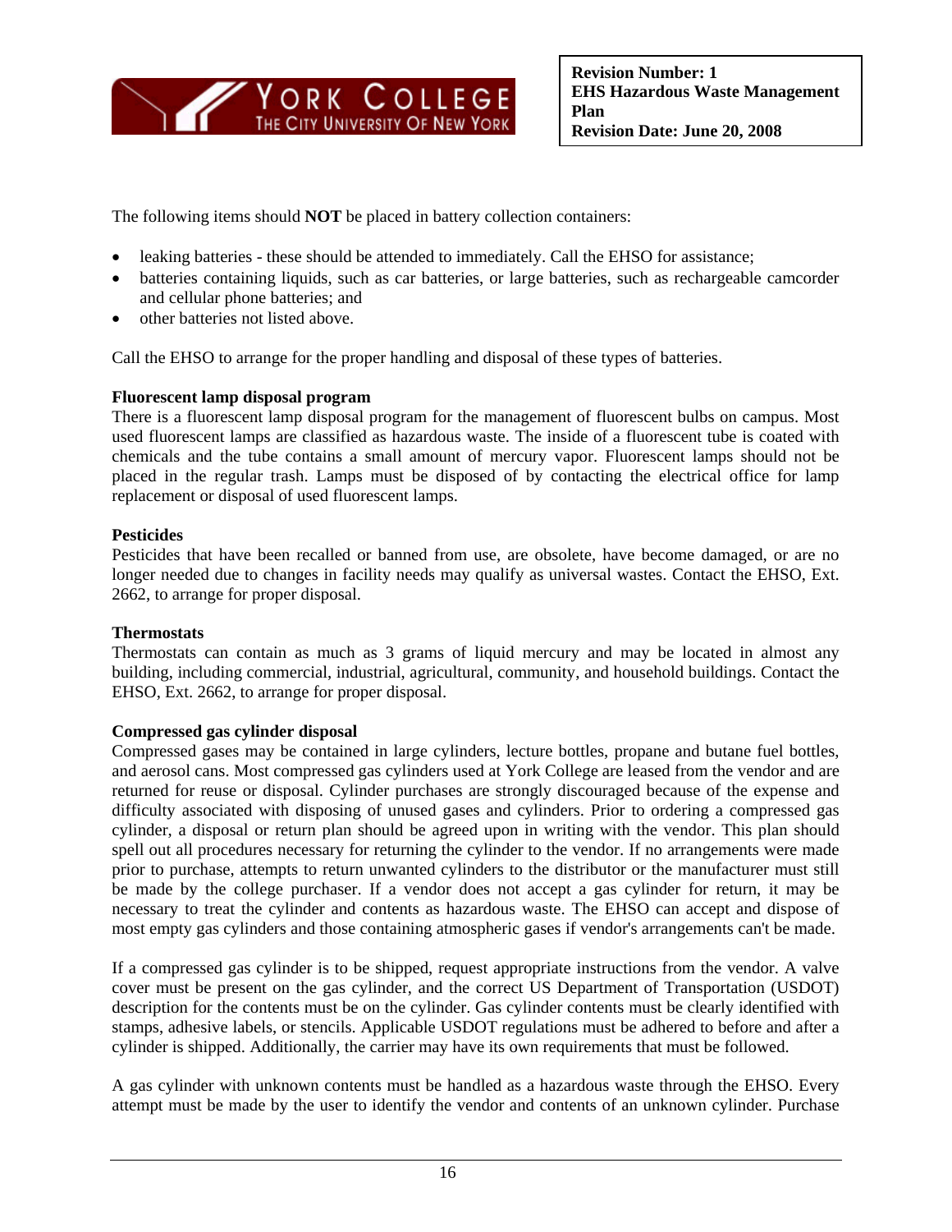The following items should **NOT** be placed in battery collection containers:

- leaking batteries - these should be attended to immediately. Call the EHSO for assistance;
- batteries containing liquids, such as car batteries, or large batteries, such as rechargeable camcorder and cellular phone batteries; and
- other batteries not listed above.

Call the EHSO to arrange for the proper handling and disposal of these types of batteries.

**Fluorescent lamp disposal program**

There is a fluorescent lamp disposal program for the management of fluorescent bulbs on campus. Most used fluorescent lamps are classified as hazardous waste. The inside of a fluorescent tube is coated with chemicals and the tube contains a small amount of mercury vapor. Fluorescent lamps should not be placed in the regular trash. Lamps must be disposed of by contacting the electrical office for lamp replacement or disposal of used fluorescent lamps.

**Pesticides**

Pesticides that have been recalled or banned from use, are obsolete, have become damaged, or are no longer needed due to changes in facility needs may qualify as universal wastes. Contact the EHSO, Ext. 2662, to arrange for proper disposal.

**Thermostats**

Thermostats can contain as much as 3 grams of liquid mercury and may be located in almost any building, including commercial, industrial, agricultural, community, and household buildings. Contact the EHSO, Ext. 2662, to arrange for proper disposal.

**Compressed gas cylinder disposal**

Compressed gases may be contained in large cylinders, lecture bottles, propane and butane fuel bottles, and aerosol cans. Most compressed gas cylinders used at York College are leased from the vendor and are returned for reuse or disposal. Cylinder purchases are strongly discouraged because of the expense and difficulty associated with disposing of unused gases and cylinders. Prior to ordering a compressed gas cylinder, a disposal or return plan should be agreed upon in writing with the vendor. This plan should spell out all procedures necessary for returning the cylinder to the vendor. If no arrangements were made prior to purchase, attempts to return unwanted cylinders to the distributor or the manufacturer must still be made by the college purchaser. If a vendor does not accept a gas cylinder for return, it may be necessary to treat the cylinder and contents as hazardous waste. The EHSO can accept and dispose of most empty gas cylinders and those containing atmospheric gases if vendor's arrangements can't be made.

If a compressed gas cylinder is to be shipped, request appropriate instructions from the vendor. A valve cover must be present on the gas cylinder, and the correct US Department of Transportation (USDOT) description for the contents must be on the cylinder. Gas cylinder contents must be clearly identified with stamps, adhesive labels, or stencils. Applicable USDOT regulations must be adhered to before and after a cylinder is shipped. Additionally, the carrier may have its own requirements that must be followed.

A gas cylinder with unknown contents must be handled as a hazardous waste through the EHSO. Every attempt must be made by the user to identify the vendor and contents of an unknown cylinder. Purchase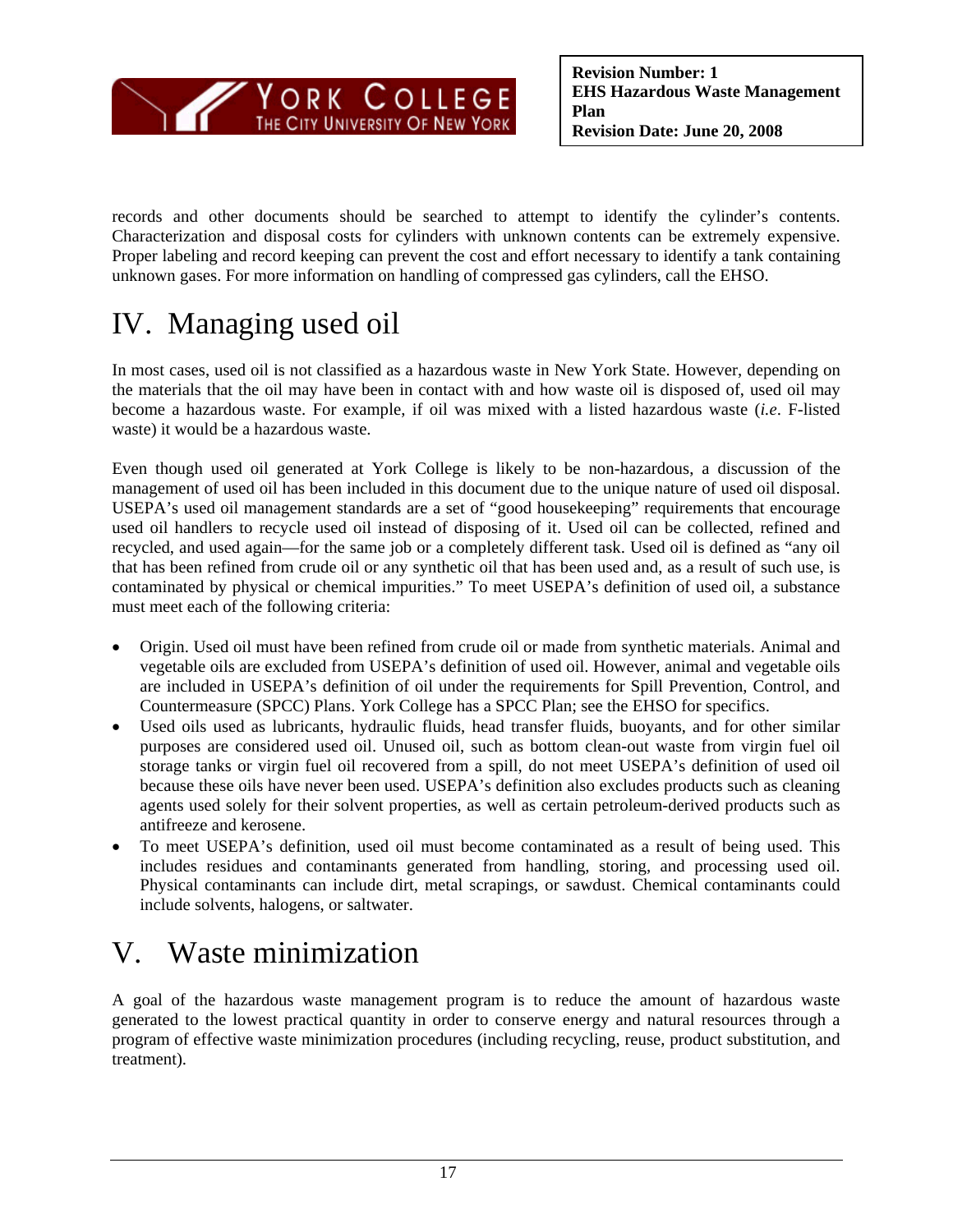records and other documents should be searched to attempt to identify the cylinder's contents. Characterization and disposal costs for cylinders with unknown contents can be extremely expensive. Proper labeling and record keeping can prevent the cost and effort necessary to identify a tank containing unknown gases. For more information on handling of compressed gas cylinders, call the EHSO.

# IV. Managing used oil

In most cases, used oil is not classified as a hazardous waste in New York State. However, depending on the materials that the oil may have been in contact with and how waste oil is disposed of, used oil may become a hazardous waste. For example, if oil was mixed with a listed hazardous waste (*i.e*. F-listed waste) it would be a hazardous waste.

Even though used oil generated at York College is likely to be non-hazardous, a discussion of the management of used oil has been included in this document due to the unique nature of used oil disposal. USEPA's used oil management standards are a set of "good housekeeping" requirements that encourage used oil handlers to recycle used oil instead of disposing of it. Used oil can be collected, refined and recycled, and used again—for the same job or a completely different task. Used oil is defined as "any oil that has been refined from crude oil or any synthetic oil that has been used and, as a result of such use, is contaminated by physical or chemical impurities." To meet USEPA's definition of used oil, a substance must meet each of the following criteria:

- Origin. Used oil must have been refined from crude oil or made from synthetic materials. Animal and vegetable oils are excluded from USEPA's definition of used oil. However, animal and vegetable oils are included in USEPA's definition of oil under the requirements for Spill Prevention, Control, and Countermeasure (SPCC) Plans. York College has a SPCC Plan; see the EHSO for specifics.
- Used oils used as lubricants, hydraulic fluids, head transfer fluids, buoyants, and for other similar purposes are considered used oil. Unused oil, such as bottom clean-out waste from virgin fuel oil storage tanks or virgin fuel oil recovered from a spill, do not meet USEPA's definition of used oil because these oils have never been used. USEPA's definition also excludes products such as cleaning agents used solely for their solvent properties, as well as certain petroleum-derived products such as antifreeze and kerosene.
- To meet USEPA's definition, used oil must become contaminated as a result of being used. This includes residues and contaminants generated from handling, storing, and processing used oil. Physical contaminants can include dirt, metal scrapings, or sawdust. Chemical contaminants could include solvents, halogens, or saltwater.

# V. Waste minimization

A goal of the hazardous waste management program is to reduce the amount of hazardous waste generated to the lowest practical quantity in order to conserve energy and natural resources through a program of effective waste minimization procedures (including recycling, reuse, product substitution, and treatment).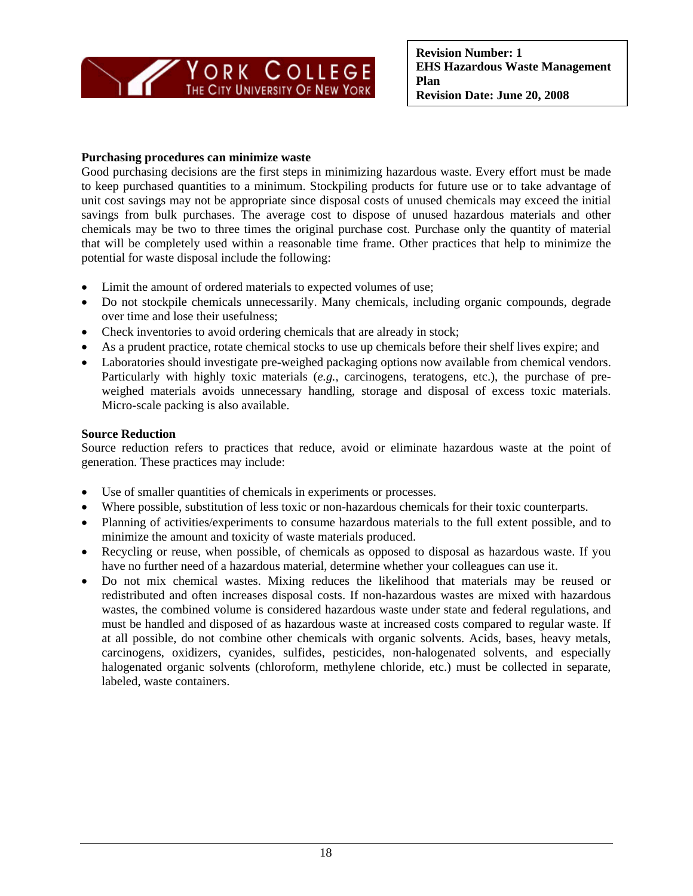**Purchasing procedures can minimize waste**

Good purchasing decisions are the first steps in minimizing hazardous waste. Every effort must be made to keep purchased quantities to a minimum. Stockpiling products for future use or to take advantage of unit cost savings may not be appropriate since disposal costs of unused chemicals may exceed the initial savings from bulk purchases. The average cost to dispose of unused hazardous materials and other chemicals may be two to three times the original purchase cost. Purchase only the quantity of material that will be completely used within a reasonable time frame. Other practices that help to minimize the potential for waste disposal include the following:

- Limit the amount of ordered materials to expected volumes of use;
- Do not stockpile chemicals unnecessarily. Many chemicals, including organic compounds, degrade over time and lose their usefulness;
- Check inventories to avoid ordering chemicals that are already in stock;
- As a prudent practice, rotate chemical stocks to use up chemicals before their shelf lives expire; and
- Laboratories should investigate pre-weighed packaging options now available from chemical vendors. Particularly with highly toxic materials (*e.g.*, carcinogens, teratogens, etc.), the purchase of pre-weighed materials avoids unnecessary handling, storage and disposal of excess toxic materials. Micro-scale packing is also available.

**Source Reduction**

Source reduction refers to practices that reduce, avoid or eliminate hazardous waste at the point of generation. These practices may include:

- Use of smaller quantities of chemicals in experiments or processes.
- Where possible, substitution of less toxic or non-hazardous chemicals for their toxic counterparts.
- Planning of activities/experiments to consume hazardous materials to the full extent possible, and to minimize the amount and toxicity of waste materials produced.
- Recycling or reuse, when possible, of chemicals as opposed to disposal as hazardous waste. If you have no further need of a hazardous material, determine whether your colleagues can use it.
- Do not mix chemical wastes. Mixing reduces the likelihood that materials may be reused or redistributed and often increases disposal costs. If non-hazardous wastes are mixed with hazardous wastes, the combined volume is considered hazardous waste under state and federal regulations, and must be handled and disposed of as hazardous waste at increased costs compared to regular waste. If at all possible, do not combine other chemicals with organic solvents. Acids, bases, heavy metals, carcinogens, oxidizers, cyanides, sulfides, pesticides, non-halogenated solvents, and especially halogenated organic solvents (chloroform, methylene chloride, etc.) must be collected in separate, labeled, waste containers.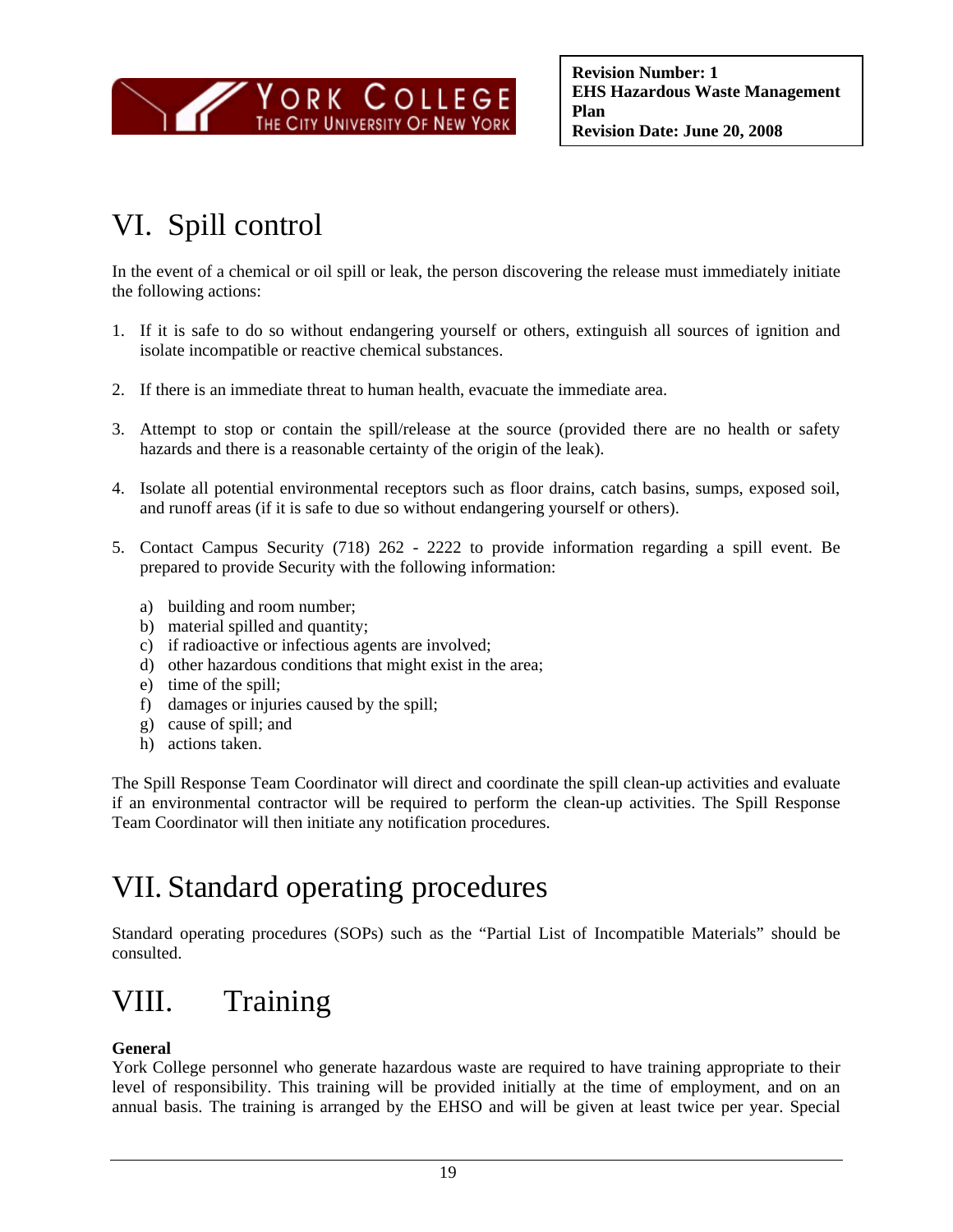# VI. Spill control

In the event of a chemical or oil spill or leak, the person discovering the release must immediately initiate the following actions:

1. If it is safe to do so without endangering yourself or others, extinguish all sources of ignition and isolate incompatible or reactive chemical substances.

2. If there is an immediate threat to human health, evacuate the immediate area.

3. Attempt to stop or contain the spill/release at the source (provided there are no health or safety hazards and there is a reasonable certainty of the origin of the leak).

4. Isolate all potential environmental receptors such as floor drains, catch basins, sumps, exposed soil, and runoff areas (if it is safe to due so without endangering yourself or others).

5. Contact Campus Security (718) 262 - 2222 to provide information regarding a spill event. Be prepared to provide Security with the following information:

   a) building and room number;
   b) material spilled and quantity;
   c) if radioactive or infectious agents are involved;
   d) other hazardous conditions that might exist in the area;
   e) time of the spill;
   f) damages or injuries caused by the spill;
   g) cause of spill; and
   h) actions taken.

The Spill Response Team Coordinator will direct and coordinate the spill clean-up activities and evaluate if an environmental contractor will be required to perform the clean-up activities. The Spill Response Team Coordinator will then initiate any notification procedures.

# VII. Standard operating procedures

Standard operating procedures (SOPs) such as the "Partial List of Incompatible Materials" should be consulted.

# VIII. Training

**General**

York College personnel who generate hazardous waste are required to have training appropriate to their level of responsibility. This training will be provided initially at the time of employment, and on an annual basis. The training is arranged by the EHSO and will be given at least twice per year. Special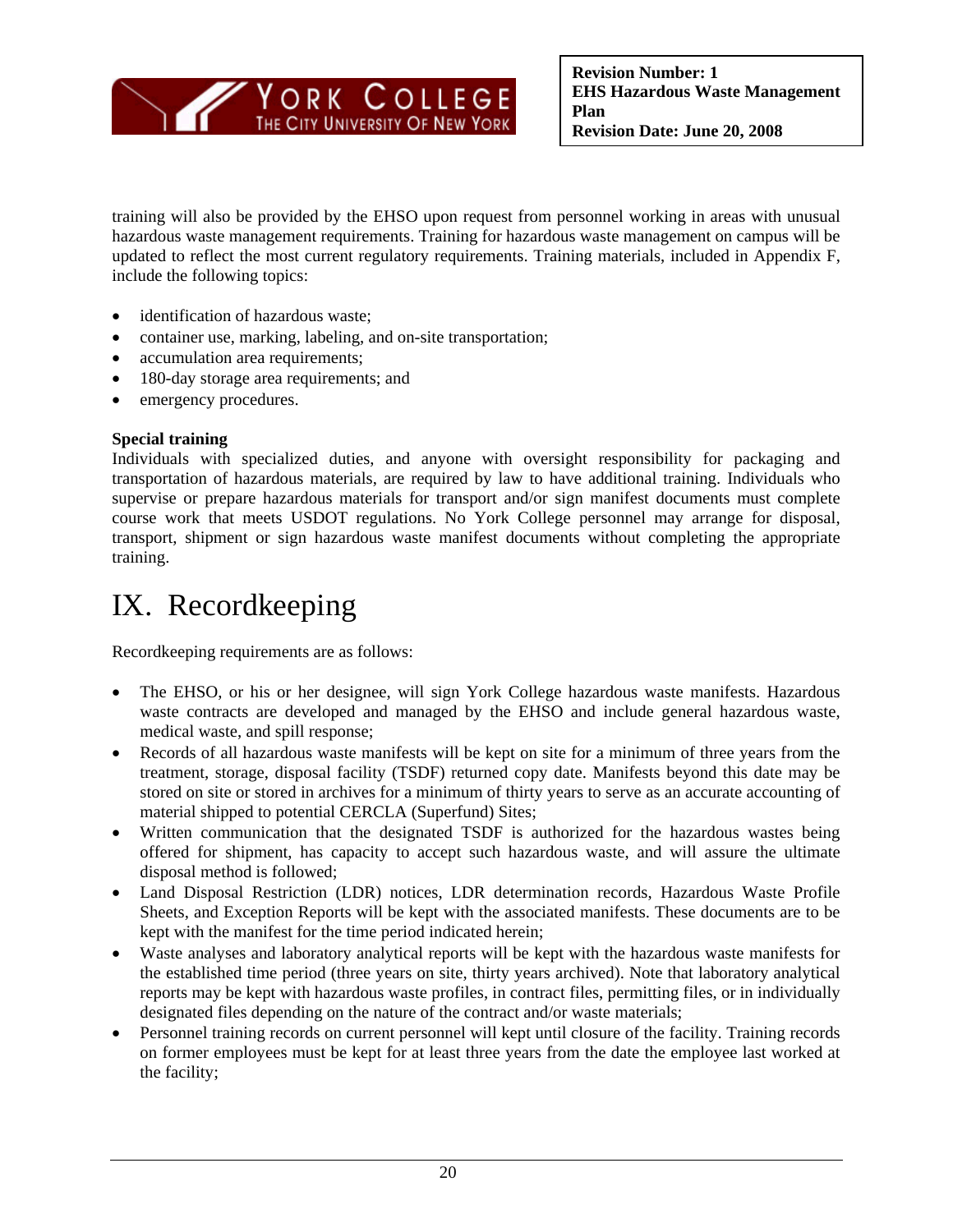training will also be provided by the EHSO upon request from personnel working in areas with unusual hazardous waste management requirements. Training for hazardous waste management on campus will be updated to reflect the most current regulatory requirements. Training materials, included in Appendix F, include the following topics:

- identification of hazardous waste;
- container use, marking, labeling, and on-site transportation;
- accumulation area requirements;
- 180-day storage area requirements; and
- emergency procedures.

**Special training**
Individuals with specialized duties, and anyone with oversight responsibility for packaging and transportation of hazardous materials, are required by law to have additional training. Individuals who supervise or prepare hazardous materials for transport and/or sign manifest documents must complete course work that meets USDOT regulations. No York College personnel may arrange for disposal, transport, shipment or sign hazardous waste manifest documents without completing the appropriate training.

# IX. Recordkeeping

Recordkeeping requirements are as follows:

- The EHSO, or his or her designee, will sign York College hazardous waste manifests. Hazardous waste contracts are developed and managed by the EHSO and include general hazardous waste, medical waste, and spill response;
- Records of all hazardous waste manifests will be kept on site for a minimum of three years from the treatment, storage, disposal facility (TSDF) returned copy date. Manifests beyond this date may be stored on site or stored in archives for a minimum of thirty years to serve as an accurate accounting of material shipped to potential CERCLA (Superfund) Sites;
- Written communication that the designated TSDF is authorized for the hazardous wastes being offered for shipment, has capacity to accept such hazardous waste, and will assure the ultimate disposal method is followed;
- Land Disposal Restriction (LDR) notices, LDR determination records, Hazardous Waste Profile Sheets, and Exception Reports will be kept with the associated manifests. These documents are to be kept with the manifest for the time period indicated herein;
- Waste analyses and laboratory analytical reports will be kept with the hazardous waste manifests for the established time period (three years on site, thirty years archived). Note that laboratory analytical reports may be kept with hazardous waste profiles, in contract files, permitting files, or in individually designated files depending on the nature of the contract and/or waste materials;
- Personnel training records on current personnel will kept until closure of the facility. Training records on former employees must be kept for at least three years from the date the employee last worked at the facility;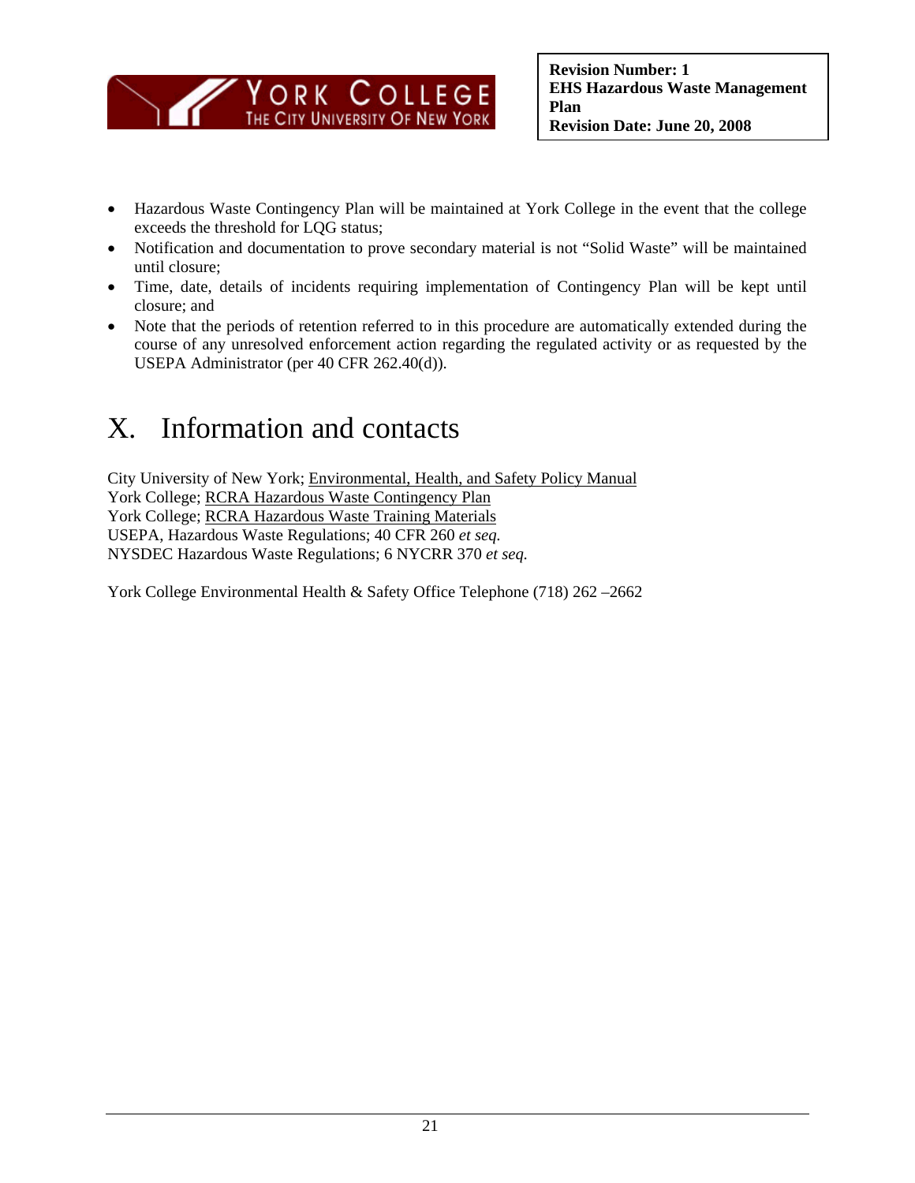- Hazardous Waste Contingency Plan will be maintained at York College in the event that the college exceeds the threshold for LQG status;
- Notification and documentation to prove secondary material is not "Solid Waste" will be maintained until closure;
- Time, date, details of incidents requiring implementation of Contingency Plan will be kept until closure; and
- Note that the periods of retention referred to in this procedure are automatically extended during the course of any unresolved enforcement action regarding the regulated activity or as requested by the USEPA Administrator (per 40 CFR 262.40(d)).

# X. Information and contacts

City University of New York; Environmental, Health, and Safety Policy Manual
York College; RCRA Hazardous Waste Contingency Plan
York College; RCRA Hazardous Waste Training Materials
USEPA, Hazardous Waste Regulations; 40 CFR 260 *et seq.*
NYSDEC Hazardous Waste Regulations; 6 NYCRR 370 *et seq.*

York College Environmental Health & Safety Office Telephone (718) 262 –2662